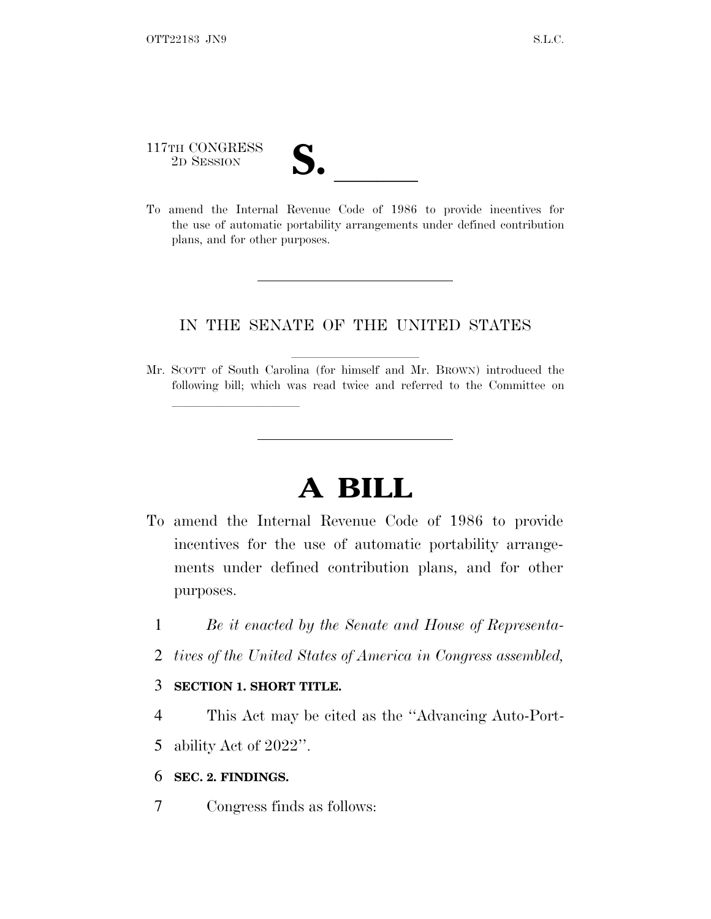117TH CONGRESS
2D SESSION

# S. ______

To amend the Internal Revenue Code of 1986 to provide incentives for the use of automatic portability arrangements under defined contribution plans, and for other purposes.

---

IN THE SENATE OF THE UNITED STATES

Mr. SCOTT of South Carolina (for himself and Mr. BROWN) introduced the following bill; which was read twice and referred to the Committee on ______________

---

# A BILL

To amend the Internal Revenue Code of 1986 to provide incentives for the use of automatic portability arrangements under defined contribution plans, and for other purposes.

1 *Be it enacted by the Senate and House of Representa-*
2 *tives of the United States of America in Congress assembled,*

3 **SECTION 1. SHORT TITLE.**

4 This Act may be cited as the ''Advancing Auto-Port-
5 ability Act of 2022''.

6 **SEC. 2. FINDINGS.**

7 Congress finds as follows: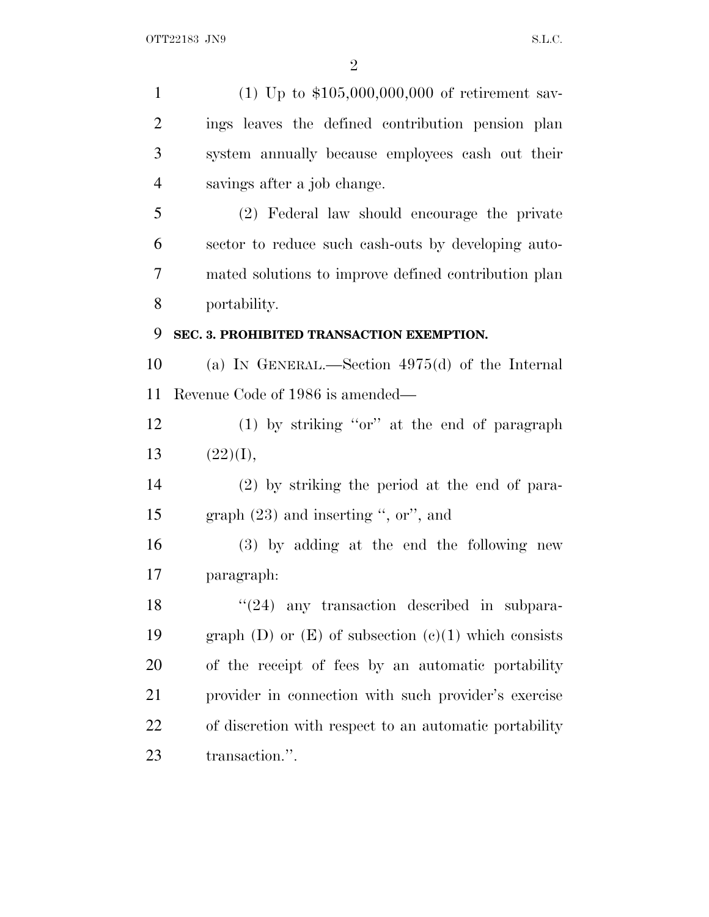(1) Up to $105,000,000,000 of retirement savings leaves the defined contribution pension plan system annually because employees cash out their savings after a job change.

(2) Federal law should encourage the private sector to reduce such cash-outs by developing automated solutions to improve defined contribution plan portability.

## SEC. 3. PROHIBITED TRANSACTION EXEMPTION.

(a) IN GENERAL.—Section 4975(d) of the Internal Revenue Code of 1986 is amended—

(1) by striking ''or'' at the end of paragraph (22)(I),

(2) by striking the period at the end of paragraph (23) and inserting '', or'', and

(3) by adding at the end the following new paragraph:

''(24) any transaction described in subparagraph (D) or (E) of subsection (c)(1) which consists of the receipt of fees by an automatic portability provider in connection with such provider's exercise of discretion with respect to an automatic portability transaction.''.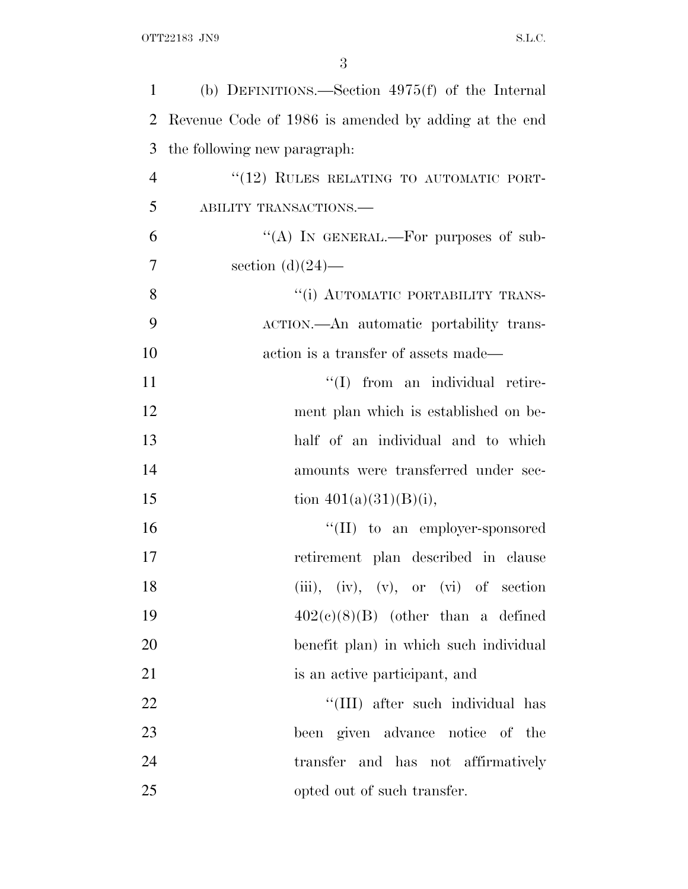(b) DEFINITIONS.—Section 4975(f) of the Internal Revenue Code of 1986 is amended by adding at the end the following new paragraph:

"(12) RULES RELATING TO AUTOMATIC PORTABILITY TRANSACTIONS.—

"(A) IN GENERAL.—For purposes of subsection (d)(24)—

"(i) AUTOMATIC PORTABILITY TRANSACTION.—An automatic portability transaction is a transfer of assets made—

"(I) from an individual retirement plan which is established on behalf of an individual and to which amounts were transferred under section 401(a)(31)(B)(i),

"(II) to an employer-sponsored retirement plan described in clause (iii), (iv), (v), or (vi) of section 402(c)(8)(B) (other than a defined benefit plan) in which such individual is an active participant, and

"(III) after such individual has been given advance notice of the transfer and has not affirmatively opted out of such transfer.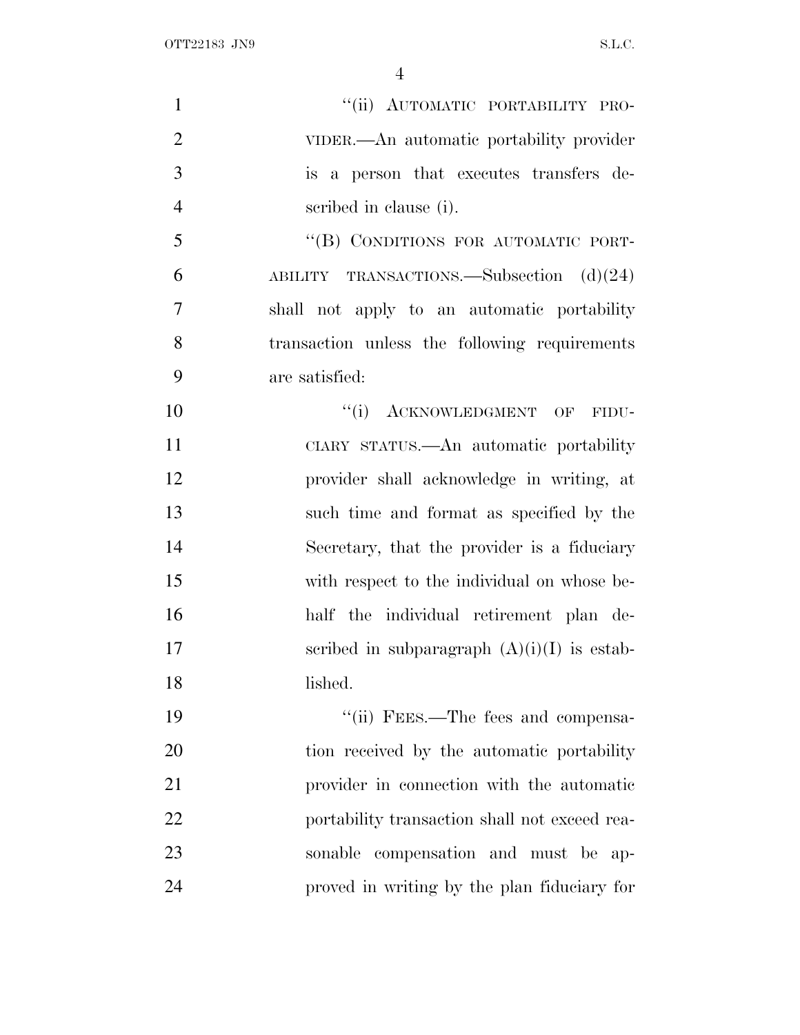"(ii) AUTOMATIC PORTABILITY PROVIDER.—An automatic portability provider is a person that executes transfers described in clause (i).

"(B) CONDITIONS FOR AUTOMATIC PORTABILITY TRANSACTIONS.—Subsection (d)(24) shall not apply to an automatic portability transaction unless the following requirements are satisfied:

"(i) ACKNOWLEDGMENT OF FIDUCIARY STATUS.—An automatic portability provider shall acknowledge in writing, at such time and format as specified by the Secretary, that the provider is a fiduciary with respect to the individual on whose behalf the individual retirement plan described in subparagraph (A)(i)(I) is established.

"(ii) FEES.—The fees and compensation received by the automatic portability provider in connection with the automatic portability transaction shall not exceed reasonable compensation and must be approved in writing by the plan fiduciary for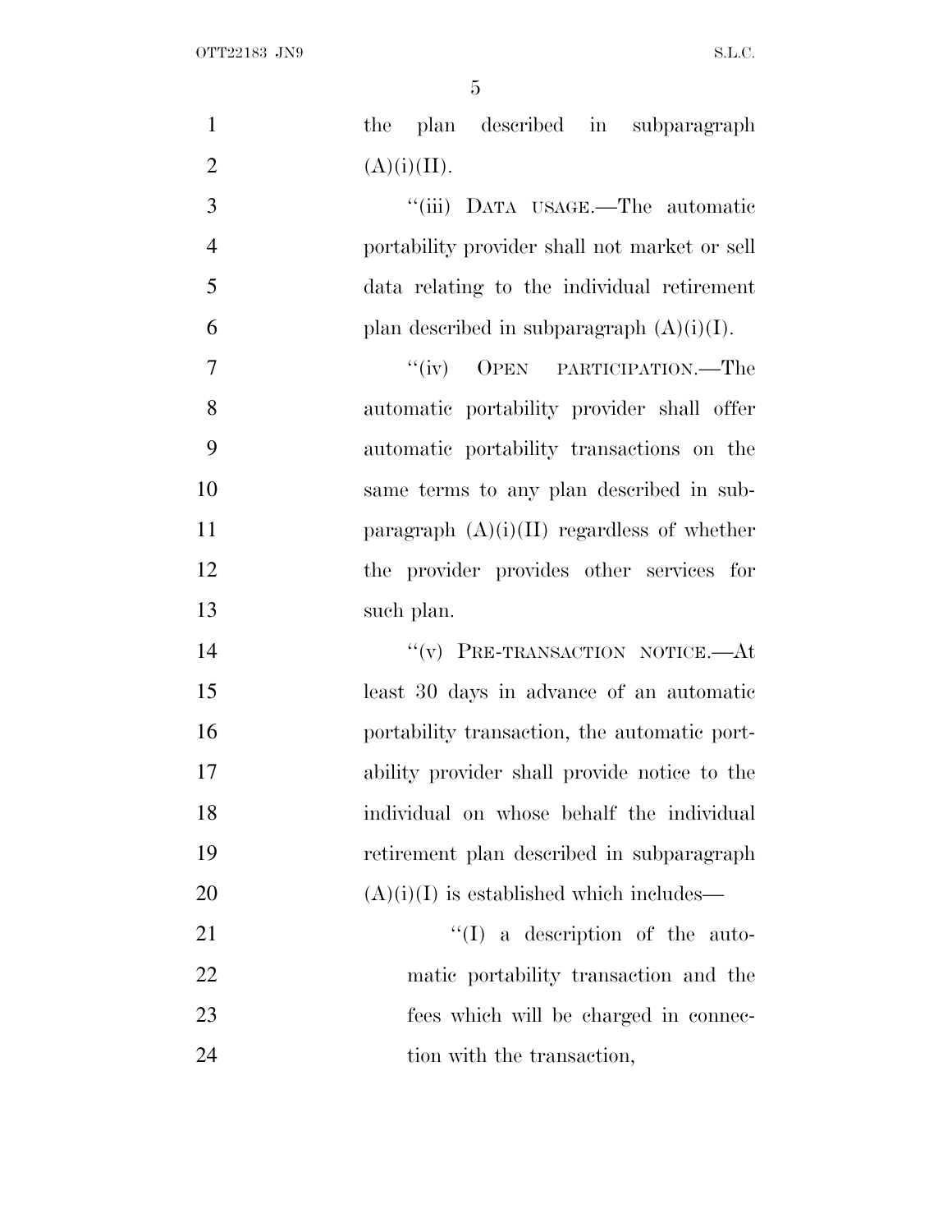the plan described in subparagraph (A)(i)(II).

"(iii) DATA USAGE.—The automatic portability provider shall not market or sell data relating to the individual retirement plan described in subparagraph (A)(i)(I).

"(iv) OPEN PARTICIPATION.—The automatic portability provider shall offer automatic portability transactions on the same terms to any plan described in subparagraph (A)(i)(II) regardless of whether the provider provides other services for such plan.

"(v) PRE-TRANSACTION NOTICE.—At least 30 days in advance of an automatic portability transaction, the automatic portability provider shall provide notice to the individual on whose behalf the individual retirement plan described in subparagraph (A)(i)(I) is established which includes—

"(I) a description of the automatic portability transaction and the fees which will be charged in connection with the transaction,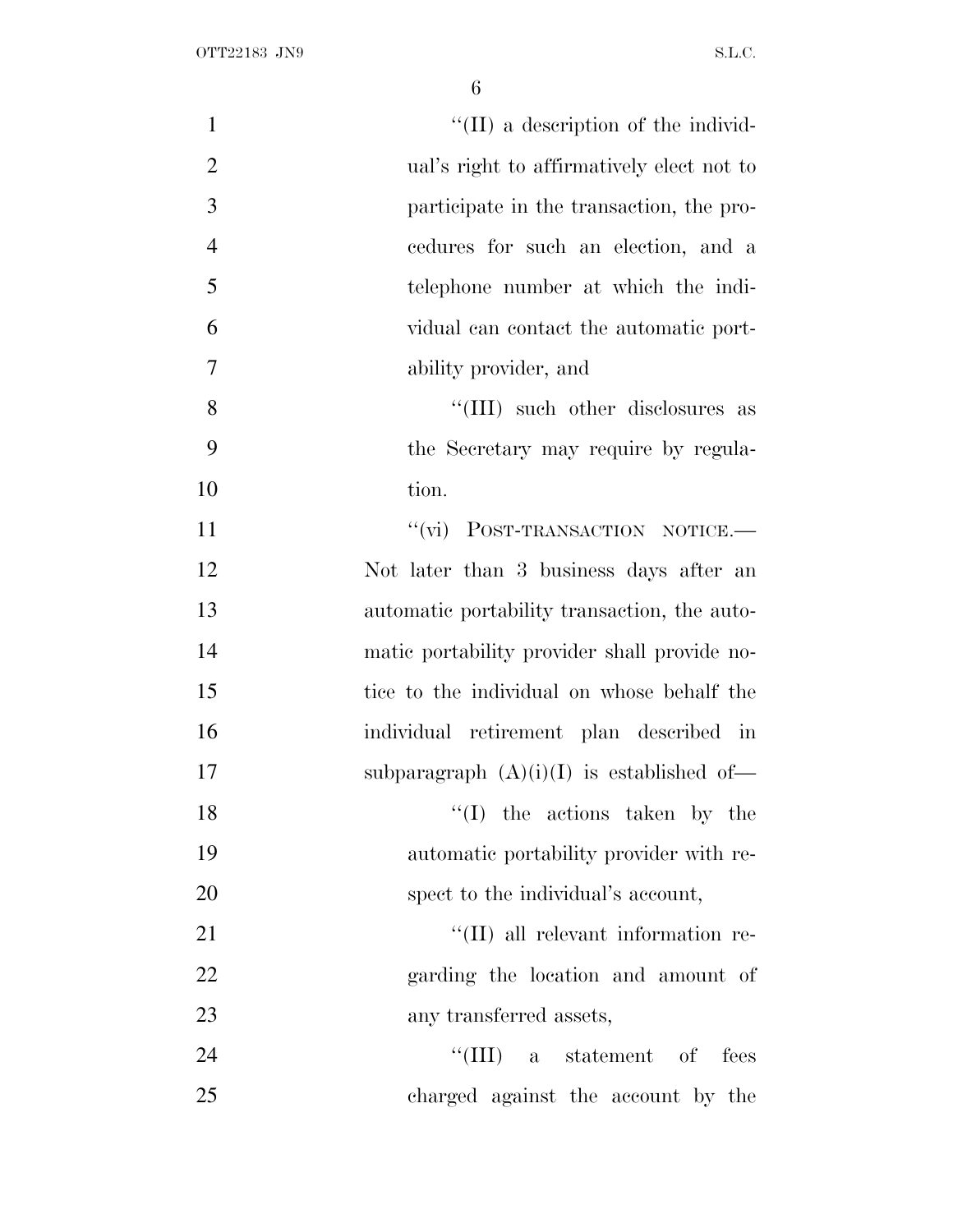"(II) a description of the individual's right to affirmatively elect not to participate in the transaction, the procedures for such an election, and a telephone number at which the individual can contact the automatic portability provider, and

"(III) such other disclosures as the Secretary may require by regulation.

"(vi) POST-TRANSACTION NOTICE.—Not later than 3 business days after an automatic portability transaction, the automatic portability provider shall provide notice to the individual on whose behalf the individual retirement plan described in subparagraph (A)(i)(I) is established of—

"(I) the actions taken by the automatic portability provider with respect to the individual's account,

"(II) all relevant information regarding the location and amount of any transferred assets,

"(III) a statement of fees charged against the account by the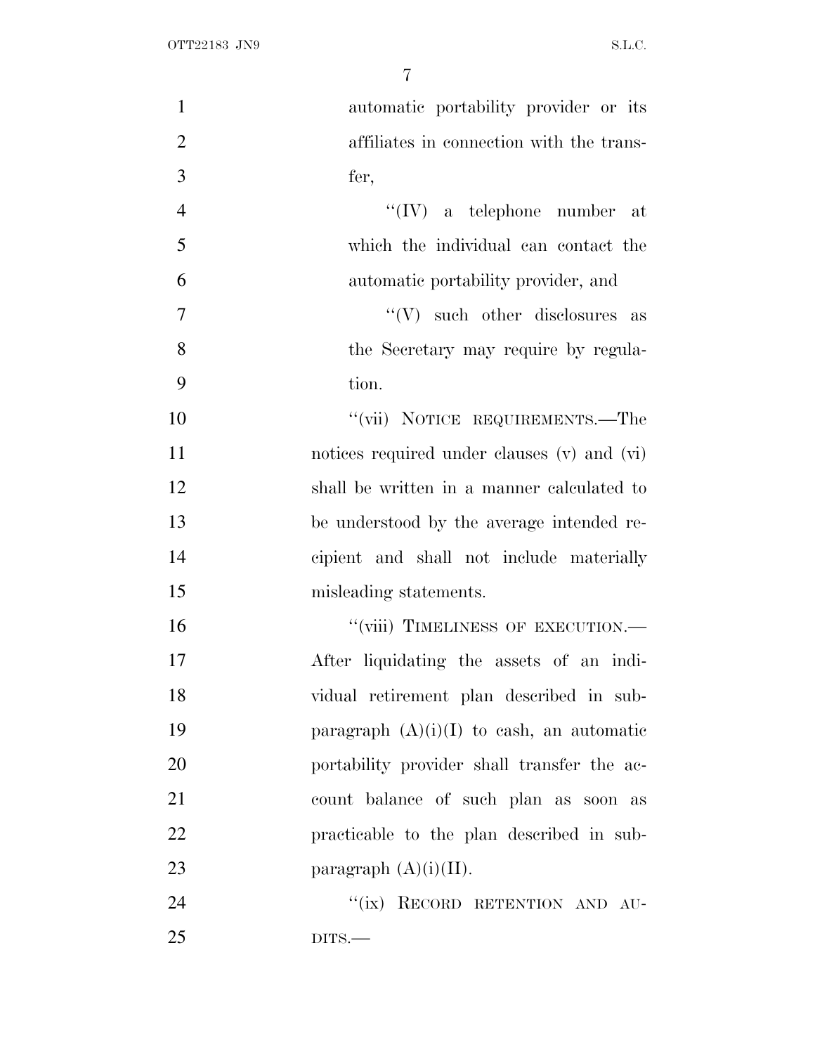automatic portability provider or its affiliates in connection with the transfer,

"(IV) a telephone number at which the individual can contact the automatic portability provider, and

"(V) such other disclosures as the Secretary may require by regulation.

"(vii) NOTICE REQUIREMENTS.—The notices required under clauses (v) and (vi) shall be written in a manner calculated to be understood by the average intended recipient and shall not include materially misleading statements.

"(viii) TIMELINESS OF EXECUTION.—After liquidating the assets of an individual retirement plan described in subparagraph (A)(i)(I) to cash, an automatic portability provider shall transfer the account balance of such plan as soon as practicable to the plan described in subparagraph (A)(i)(II).

"(ix) RECORD RETENTION AND AUDITS.—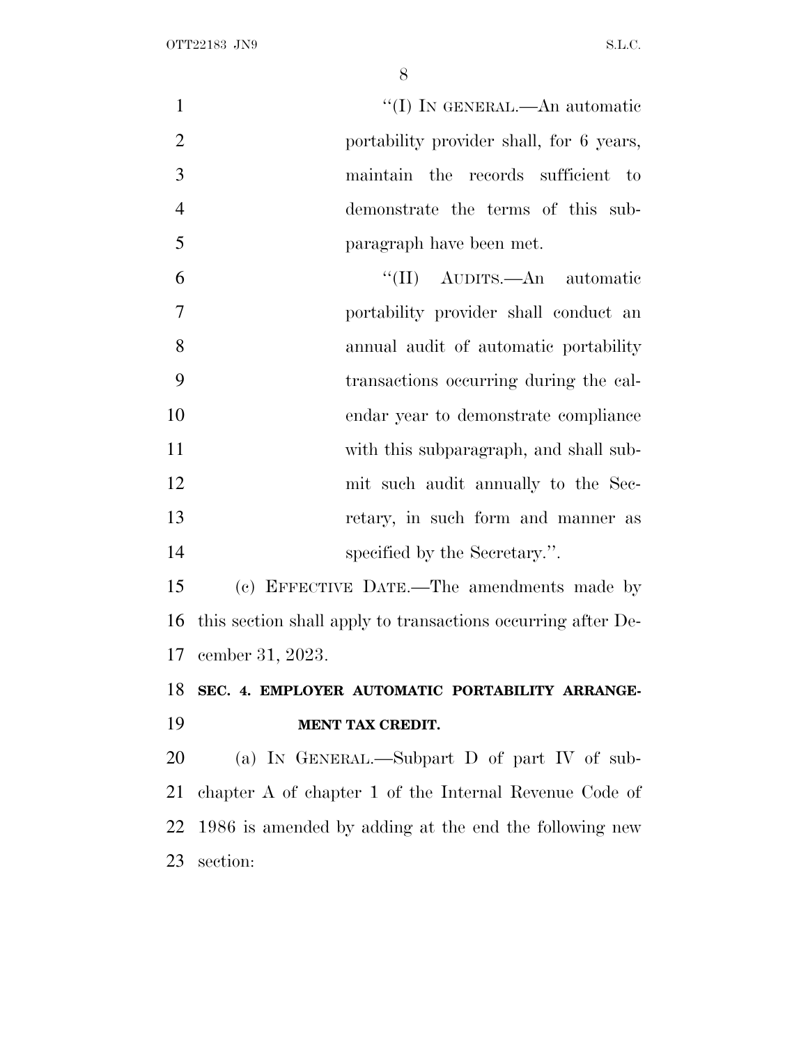"(I) IN GENERAL.—An automatic portability provider shall, for 6 years, maintain the records sufficient to demonstrate the terms of this subparagraph have been met.

"(II) AUDITS.—An automatic portability provider shall conduct an annual audit of automatic portability transactions occurring during the calendar year to demonstrate compliance with this subparagraph, and shall submit such audit annually to the Secretary, in such form and manner as specified by the Secretary.".

(c) EFFECTIVE DATE.—The amendments made by this section shall apply to transactions occurring after December 31, 2023.

**SEC. 4. EMPLOYER AUTOMATIC PORTABILITY ARRANGEMENT TAX CREDIT.**

(a) IN GENERAL.—Subpart D of part IV of subchapter A of chapter 1 of the Internal Revenue Code of 1986 is amended by adding at the end the following new section: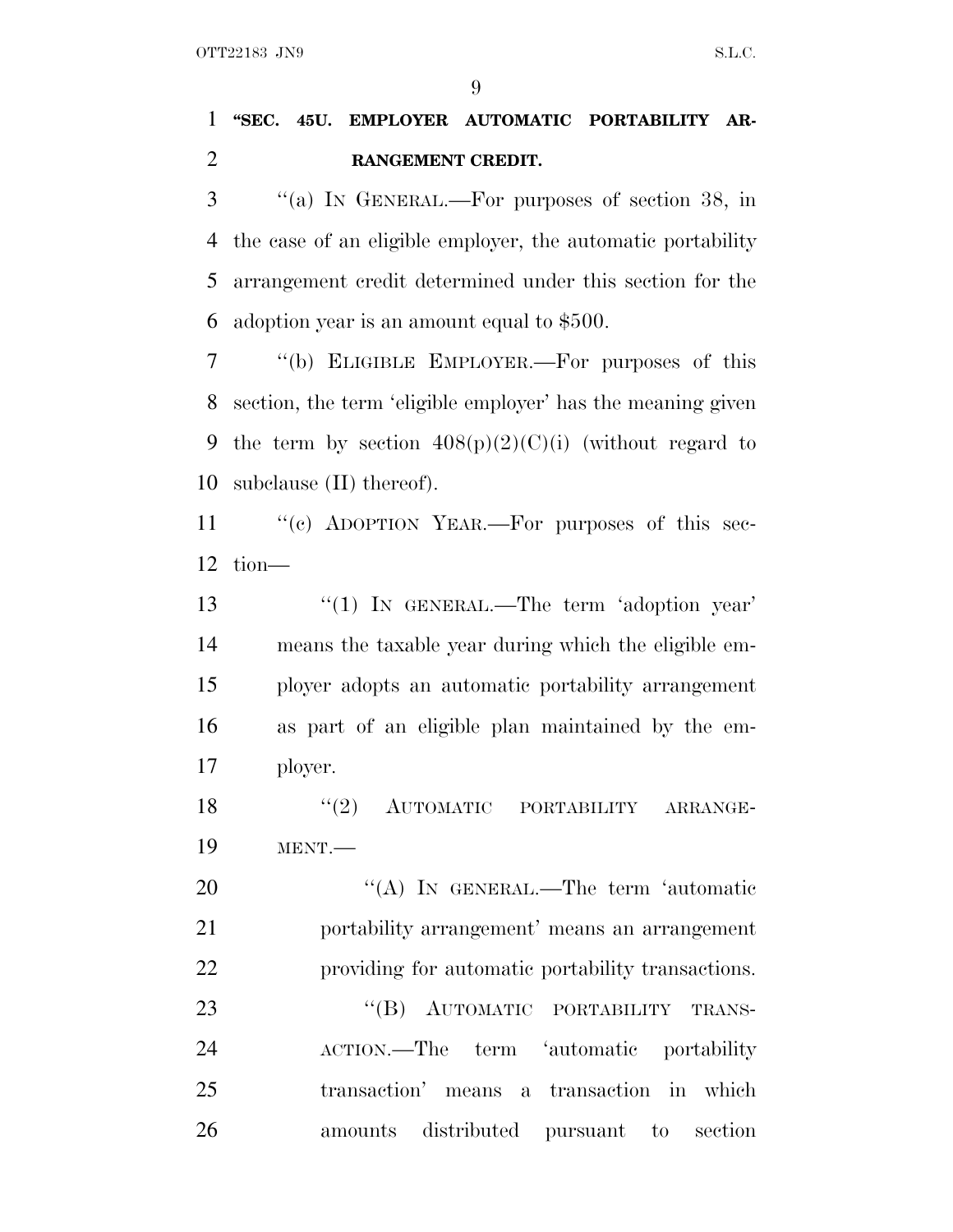**"SEC. 45U. EMPLOYER AUTOMATIC PORTABILITY ARRANGEMENT CREDIT.**

"(a) IN GENERAL.—For purposes of section 38, in the case of an eligible employer, the automatic portability arrangement credit determined under this section for the adoption year is an amount equal to $500.

"(b) ELIGIBLE EMPLOYER.—For purposes of this section, the term 'eligible employer' has the meaning given the term by section 408(p)(2)(C)(i) (without regard to subclause (II) thereof).

"(c) ADOPTION YEAR.—For purposes of this section—

"(1) IN GENERAL.—The term 'adoption year' means the taxable year during which the eligible employer adopts an automatic portability arrangement as part of an eligible plan maintained by the employer.

"(2) AUTOMATIC PORTABILITY ARRANGEMENT.—

"(A) IN GENERAL.—The term 'automatic portability arrangement' means an arrangement providing for automatic portability transactions.

"(B) AUTOMATIC PORTABILITY TRANSACTION.—The term 'automatic portability transaction' means a transaction in which amounts distributed pursuant to section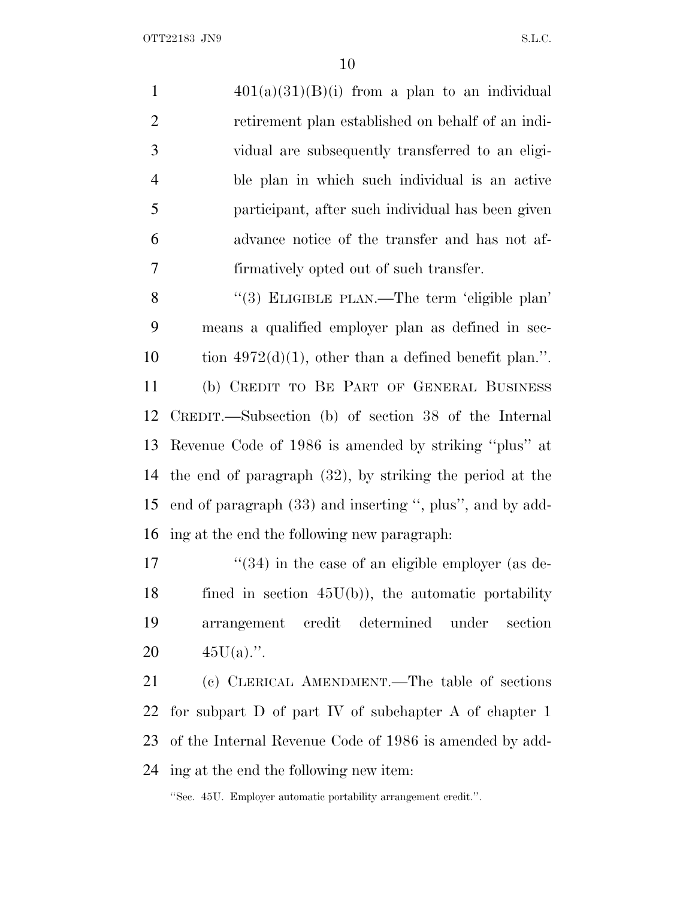401(a)(31)(B)(i) from a plan to an individual retirement plan established on behalf of an individual are subsequently transferred to an eligible plan in which such individual is an active participant, after such individual has been given advance notice of the transfer and has not affirmatively opted out of such transfer.

"(3) ELIGIBLE PLAN.—The term 'eligible plan' means a qualified employer plan as defined in section 4972(d)(1), other than a defined benefit plan.".

(b) CREDIT TO BE PART OF GENERAL BUSINESS CREDIT.—Subsection (b) of section 38 of the Internal Revenue Code of 1986 is amended by striking "plus" at the end of paragraph (32), by striking the period at the end of paragraph (33) and inserting ", plus", and by adding at the end the following new paragraph:

"(34) in the case of an eligible employer (as defined in section 45U(b)), the automatic portability arrangement credit determined under section 45U(a).".

(c) CLERICAL AMENDMENT.—The table of sections for subpart D of part IV of subchapter A of chapter 1 of the Internal Revenue Code of 1986 is amended by adding at the end the following new item:

"Sec. 45U. Employer automatic portability arrangement credit.".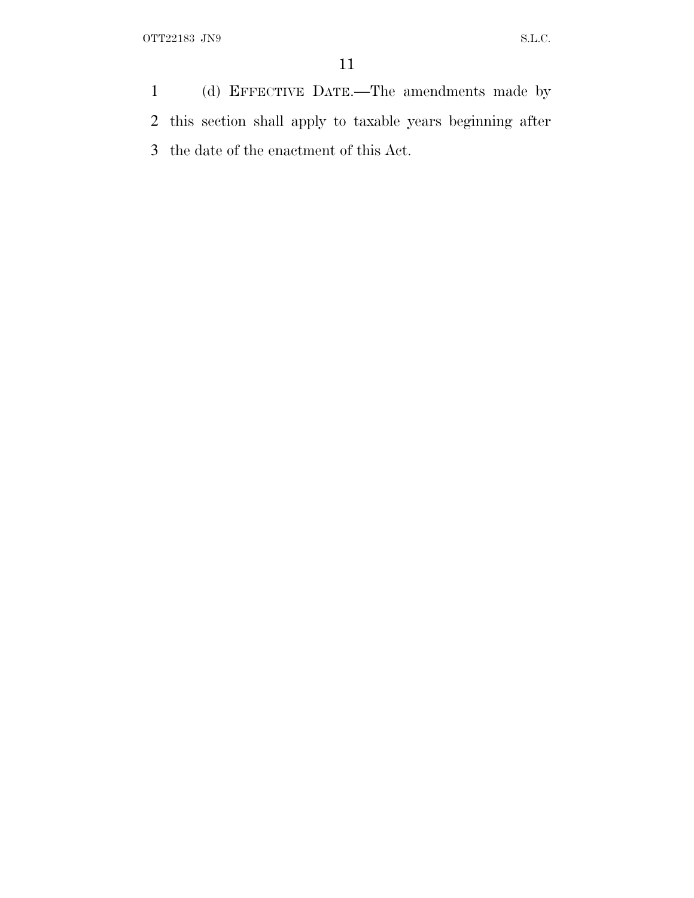(d) EFFECTIVE DATE.—The amendments made by this section shall apply to taxable years beginning after the date of the enactment of this Act.